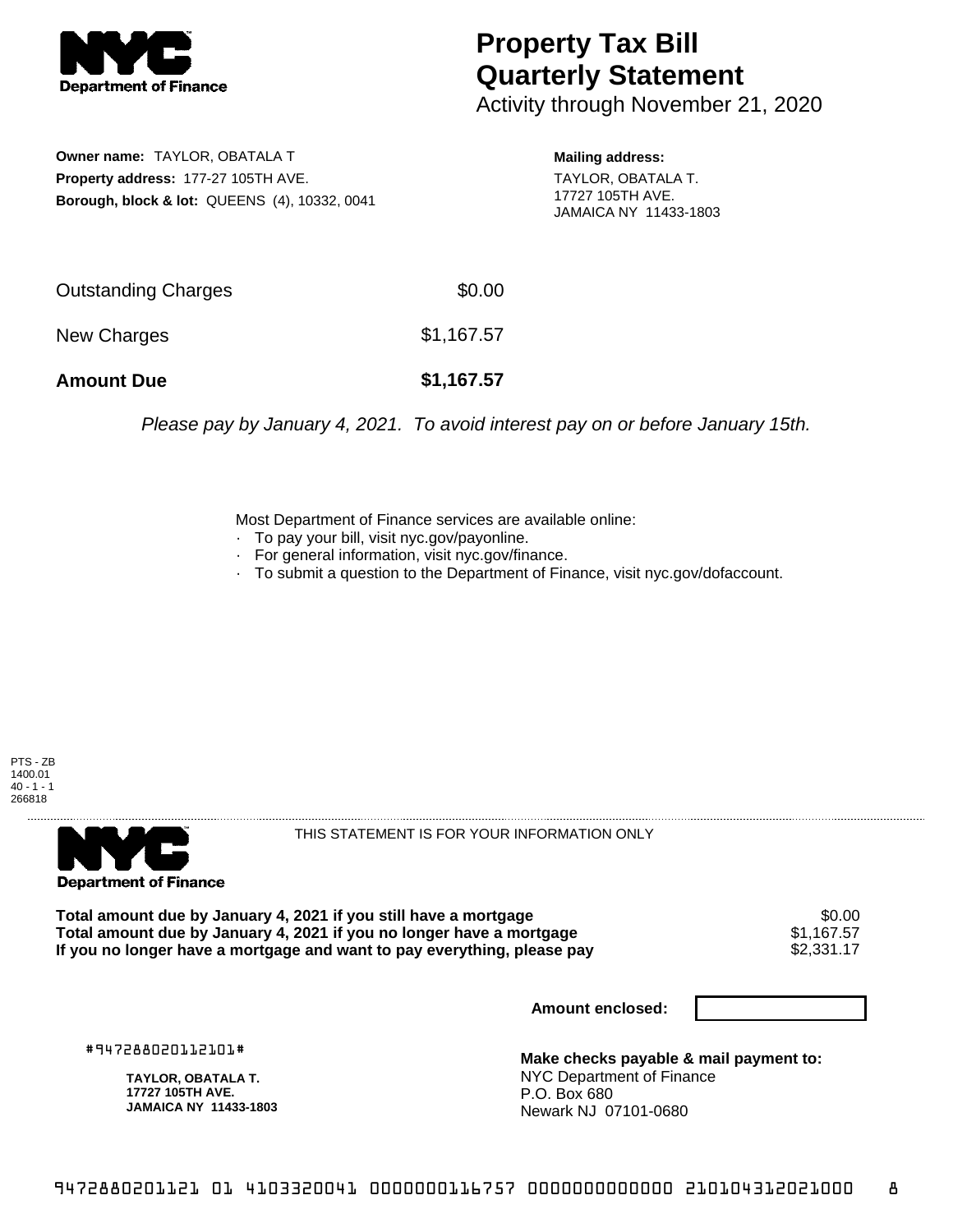# Property Tax Bill Quarterly Statement

Activity through November 21, 2020

**Owner name:** TAYLOR, OBATALA T
**Property address:** 177-27 105TH AVE.
**Borough, block & lot:** QUEENS (4), 10332, 0041

**Mailing address:**
TAYLOR, OBATALA T.
17727 105TH AVE.
JAMAICA NY 11433-1803

| | |
|---|---|
| Outstanding Charges | $0.00 |
| New Charges | $1,167.57 |
| **Amount Due** | **$1,167.57** |

*Please pay by January 4, 2021. To avoid interest pay on or before January 15th.*

Most Department of Finance services are available online:
- To pay your bill, visit nyc.gov/payonline.
- For general information, visit nyc.gov/finance.
- To submit a question to the Department of Finance, visit nyc.gov/dofaccount.

PTS - ZB
1400.01
40 - 1 - 1
266818

THIS STATEMENT IS FOR YOUR INFORMATION ONLY

| | |
|---|---|
| **Total amount due by January 4, 2021 if you still have a mortgage** | $0.00 |
| **Total amount due by January 4, 2021 if you no longer have a mortgage** | $1,167.57 |
| **If you no longer have a mortgage and want to pay everything, please pay** | $2,331.17 |

**Amount enclosed:**

#947288020112101#

**TAYLOR, OBATALA T.**
**17727 105TH AVE.**
**JAMAICA NY 11433-1803**

**Make checks payable & mail payment to:**
NYC Department of Finance
P.O. Box 680
Newark NJ 07101-0680

9472880201121 01 4103320041 0000000116757 0000000000000 210104312021000 8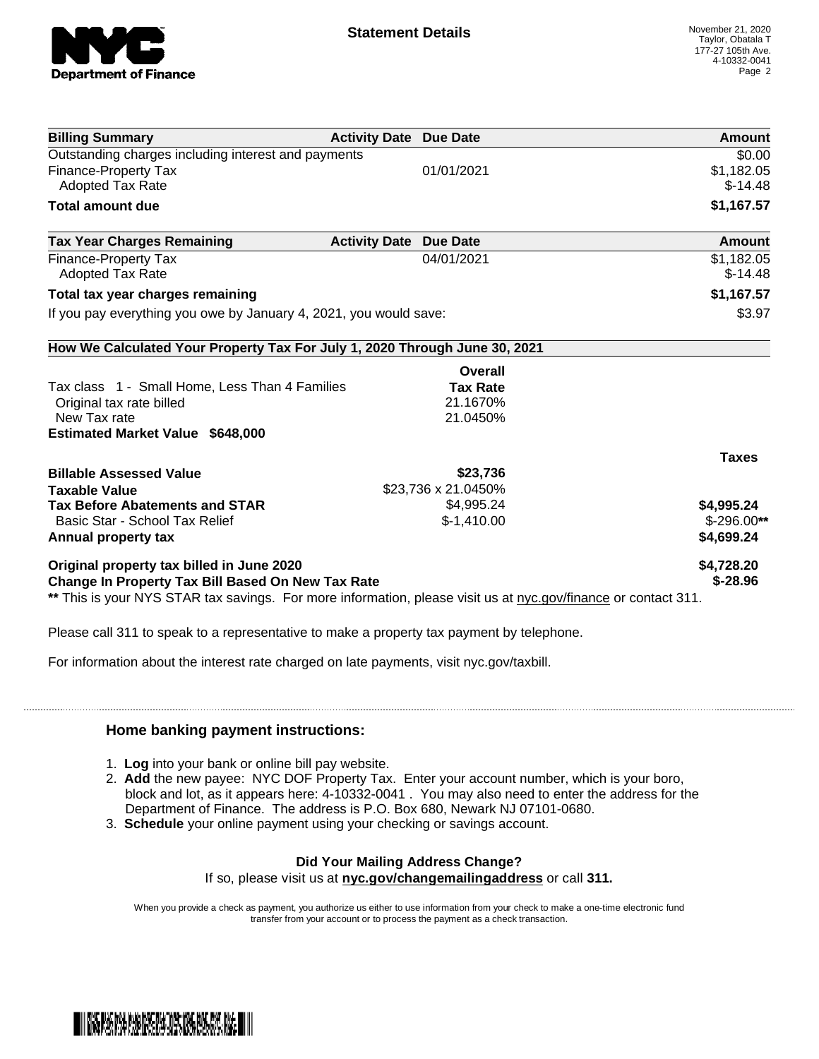# Statement Details

November 21, 2020
Taylor, Obatala T
177-27 105th Ave.
4-10332-0041

| Billing Summary | Activity Date | Due Date | Amount |
| --- | --- | --- | --- |
| Outstanding charges including interest and payments | | | $0.00 |
| Finance-Property Tax | | 01/01/2021 | $1,182.05 |
| Adopted Tax Rate | | | $-14.48 |
| **Total amount due** | | | **$1,167.57** |

| Tax Year Charges Remaining | Activity Date | Due Date | Amount |
| --- | --- | --- | --- |
| Finance-Property Tax | | 04/01/2021 | $1,182.05 |
| Adopted Tax Rate | | | $-14.48 |
| **Total tax year charges remaining** | | | **$1,167.57** |
| If you pay everything you owe by January 4, 2021, you would save: | | | $3.97 |

**How We Calculated Your Property Tax For July 1, 2020 Through June 30, 2021**

| | Overall Tax Rate | Taxes |
| --- | --- | --- |
| Tax class 1 - Small Home, Less Than 4 Families | | |
| Original tax rate billed | 21.1670% | |
| New Tax rate | 21.0450% | |
| **Estimated Market Value $648,000** | | |
| **Billable Assessed Value** | **$23,736** | |
| **Taxable Value** | $23,736 x 21.0450% | |
| **Tax Before Abatements and STAR** | $4,995.24 | **$4,995.24** |
| Basic Star - School Tax Relief | $-1,410.00 | $-296.00** |
| **Annual property tax** | | **$4,699.24** |
| **Original property tax billed in June 2020** | | **$4,728.20** |
| **Change In Property Tax Bill Based On New Tax Rate** | | **$-28.96** |

** This is your NYS STAR tax savings. For more information, please visit us at nyc.gov/finance or contact 311.

Please call 311 to speak to a representative to make a property tax payment by telephone.

For information about the interest rate charged on late payments, visit nyc.gov/taxbill.

## Home banking payment instructions:

1. **Log** into your bank or online bill pay website.
2. **Add** the new payee: NYC DOF Property Tax. Enter your account number, which is your boro, block and lot, as it appears here: 4-10332-0041 . You may also need to enter the address for the Department of Finance. The address is P.O. Box 680, Newark NJ 07101-0680.
3. **Schedule** your online payment using your checking or savings account.

**Did Your Mailing Address Change?**

If so, please visit us at **nyc.gov/changemailingaddress** or call **311.**

When you provide a check as payment, you authorize us either to use information from your check to make a one-time electronic fund transfer from your account or to process the payment as a check transaction.